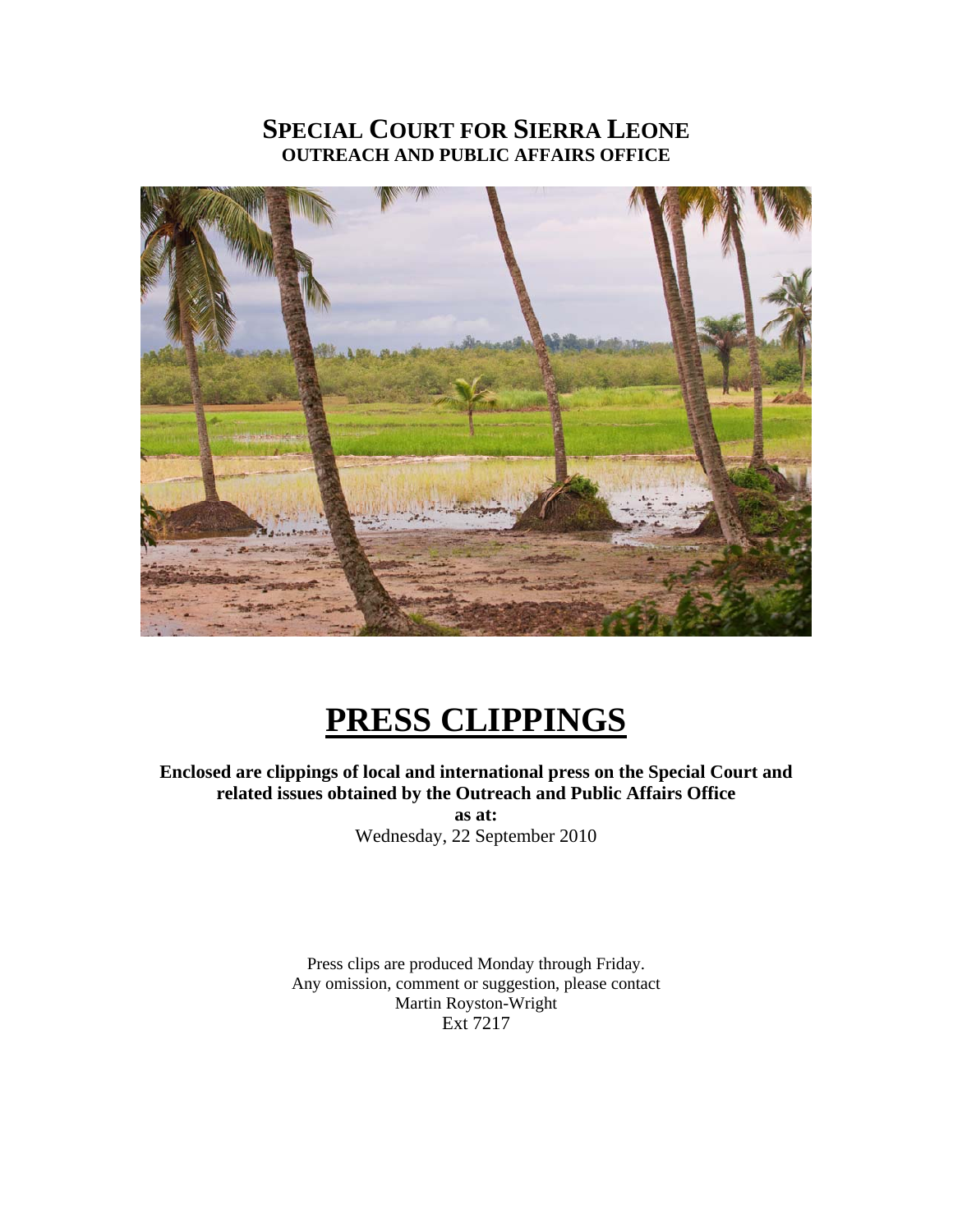# SPECIAL COURT FOR SIERRA LEONE

## OUTREACH AND PUBLIC AFFAIRS OFFICE

# PRESS CLIPPINGS

**Enclosed are clippings of local and international press on the Special Court and related issues obtained by the Outreach and Public Affairs Office**

**as at:**

Wednesday, 22 September 2010

Press clips are produced Monday through Friday.
Any omission, comment or suggestion, please contact
Martin Royston-Wright
Ext 7217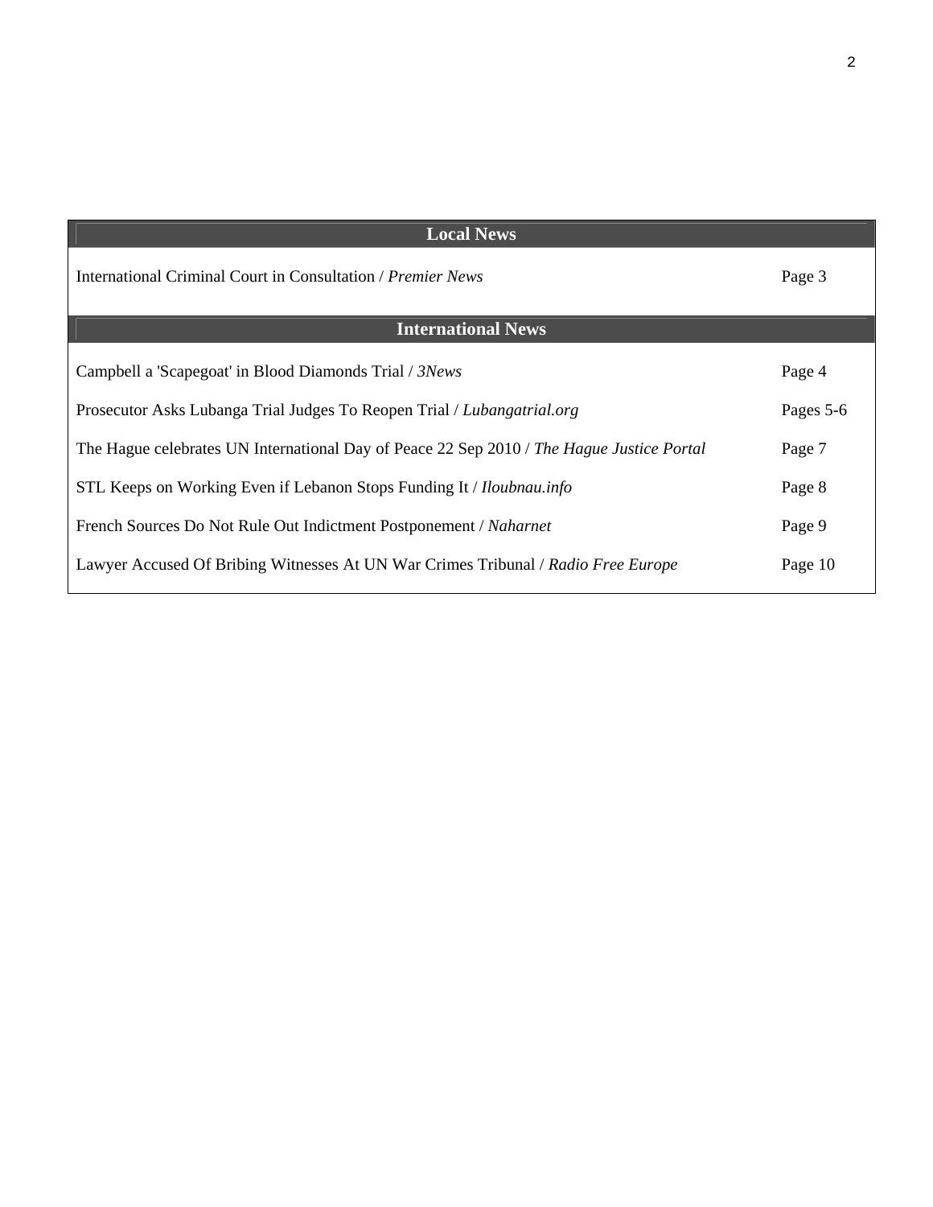## Local News

| | |
|---|---|
| International Criminal Court in Consultation / *Premier News* | Page 3 |

## International News

| | |
|---|---|
| Campbell a 'Scapegoat' in Blood Diamonds Trial / *3News* | Page 4 |
| Prosecutor Asks Lubanga Trial Judges To Reopen Trial / *Lubangatrial.org* | Pages 5-6 |
| The Hague celebrates UN International Day of Peace 22 Sep 2010 / *The Hague Justice Portal* | Page 7 |
| STL Keeps on Working Even if Lebanon Stops Funding It / *Iloubnau.info* | Page 8 |
| French Sources Do Not Rule Out Indictment Postponement / *Naharnet* | Page 9 |
| Lawyer Accused Of Bribing Witnesses At UN War Crimes Tribunal / *Radio Free Europe* | Page 10 |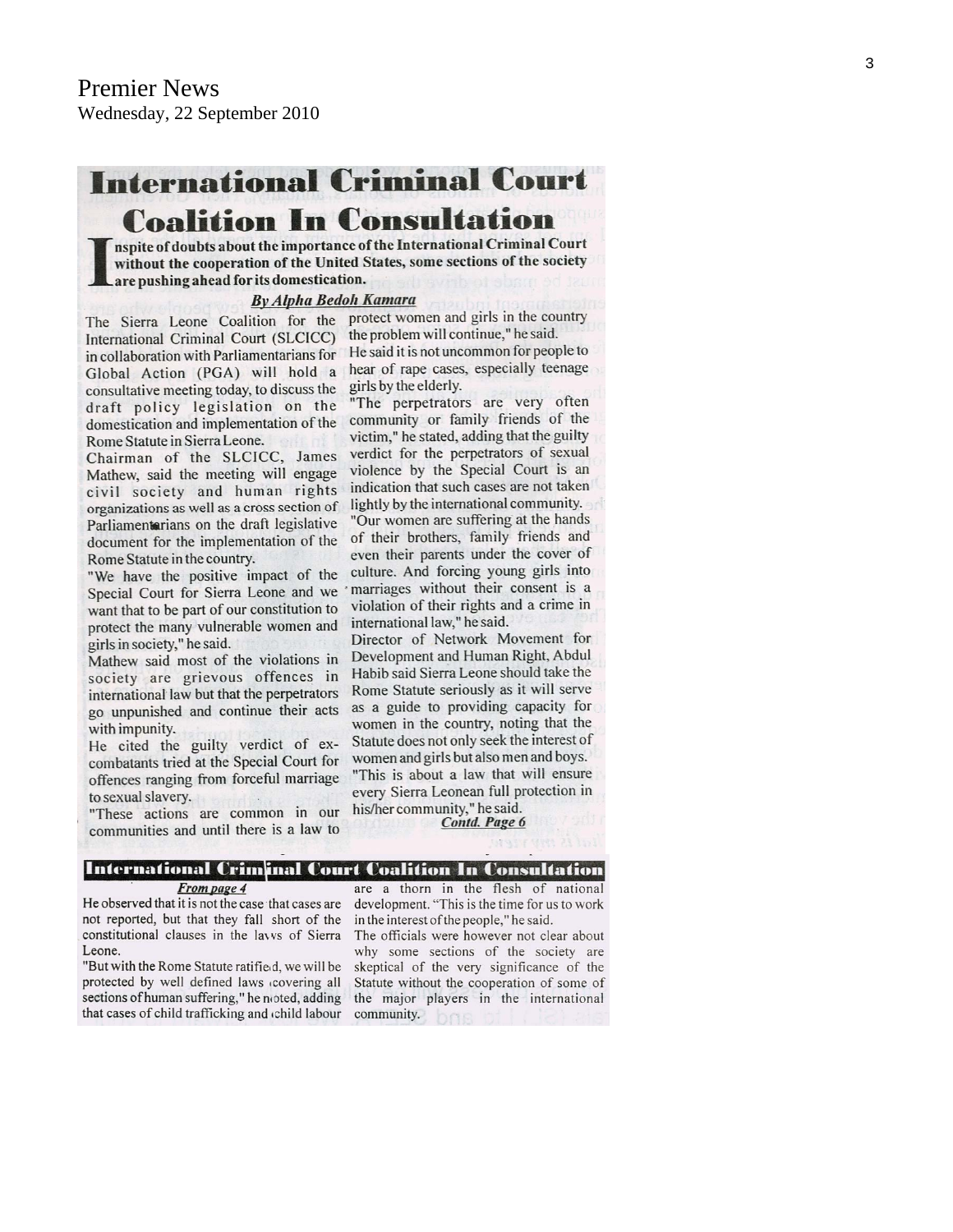Premier News
Wednesday, 22 September 2010

# International Criminal Court Coalition In Consultation

**Inspite of doubts about the importance of the International Criminal Court without the cooperation of the United States, some sections of the society are pushing ahead for its domestication.**

***By Alpha Bedoh Kamara***

The Sierra Leone Coalition for the International Criminal Court (SLCICC) in collaboration with Parliamentarians for Global Action (PGA) will hold a consultative meeting today, to discuss the draft policy legislation on the domestication and implementation of the Rome Statute in Sierra Leone.

Chairman of the SLCICC, James Mathew, said the meeting will engage civil society and human rights organizations as well as a cross section of Parliamentarians on the draft legislative document for the implementation of the Rome Statute in the country.

"We have the positive impact of the Special Court for Sierra Leone and we want that to be part of our constitution to protect the many vulnerable women and girls in society," he said.

Mathew said most of the violations in society are grievous offences in international law but that the perpetrators go unpunished and continue their acts with impunity.

He cited the guilty verdict of ex-combatants tried at the Special Court for offences ranging from forceful marriage to sexual slavery.

"These actions are common in our communities and until there is a law to protect women and girls in the country the problem will continue," he said.

He said it is not uncommon for people to hear of rape cases, especially teenage girls by the elderly.

"The perpetrators are very often community or family friends of the victim," he stated, adding that the guilty verdict for the perpetrators of sexual violence by the Special Court is an indication that such cases are not taken lightly by the international community.

"Our women are suffering at the hands of their brothers, family friends and even their parents under the cover of culture. And forcing young girls into marriages without their consent is a violation of their rights and a crime in international law," he said.

Director of Network Movement for Development and Human Right, Abdul Habib said Sierra Leone should take the Rome Statute seriously as it will serve as a guide to providing capacity for women in the country, noting that the Statute does not only seek the interest of women and girls but also men and boys.

"This is about a law that will ensure every Sierra Leonean full protection in his/her community," he said.

***Contd. Page 6***

## International Criminal Court Coalition In Consultation

***From page 4***

He observed that it is not the case that cases are not reported, but that they fall short of the constitutional clauses in the laws of Sierra Leone.

"But with the Rome Statute ratified, we will be protected by well defined laws covering all sections of human suffering," he noted, adding that cases of child trafficking and child labour are a thorn in the flesh of national development. "This is the time for us to work in the interest of the people," he said.

The officials were however not clear about why some sections of the society are skeptical of the very significance of the Statute without the cooperation of some of the major players in the international community.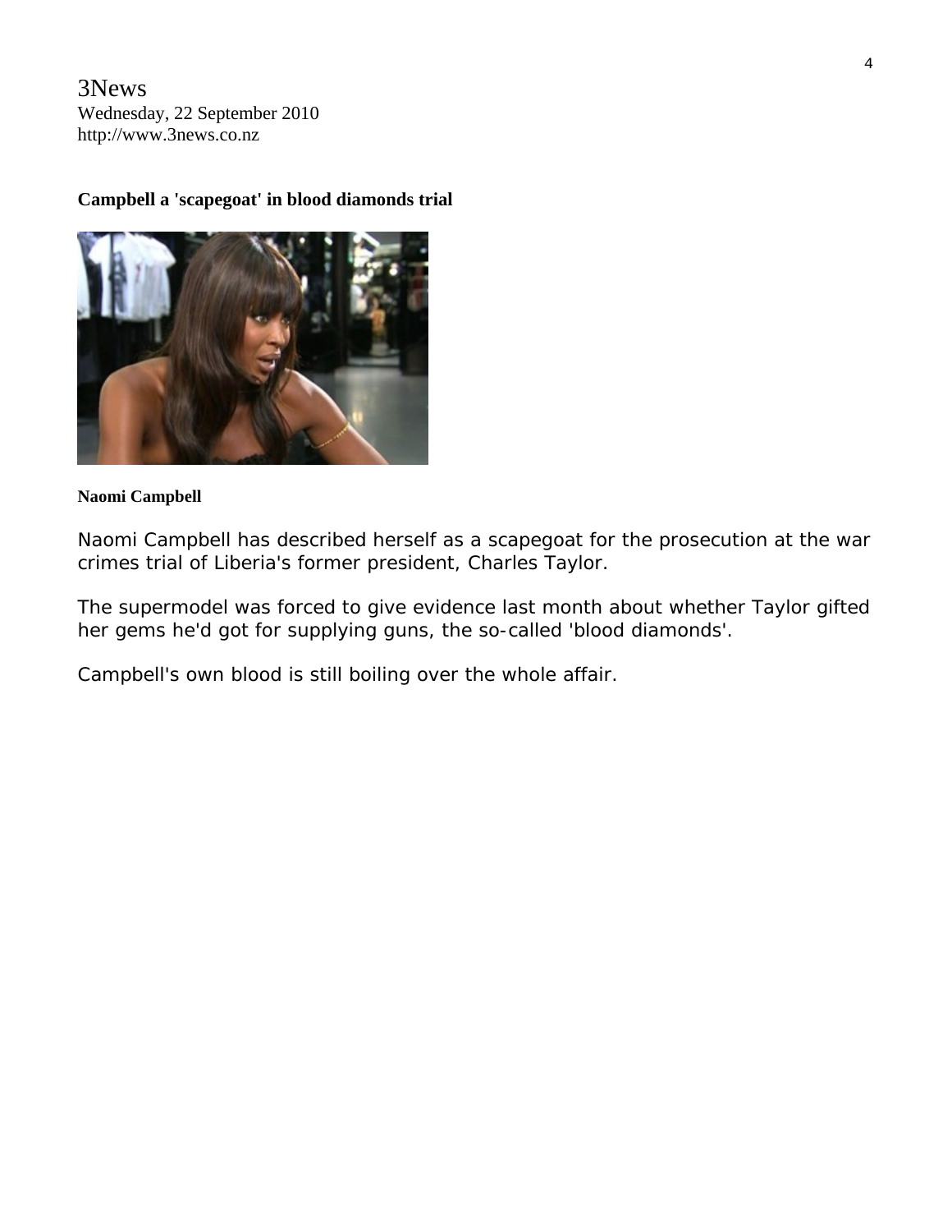3News
Wednesday, 22 September 2010
http://www.3news.co.nz

**Campbell a 'scapegoat' in blood diamonds trial**

**Naomi Campbell**

Naomi Campbell has described herself as a scapegoat for the prosecution at the war crimes trial of Liberia's former president, Charles Taylor.

The supermodel was forced to give evidence last month about whether Taylor gifted her gems he'd got for supplying guns, the so-called 'blood diamonds'.

Campbell's own blood is still boiling over the whole affair.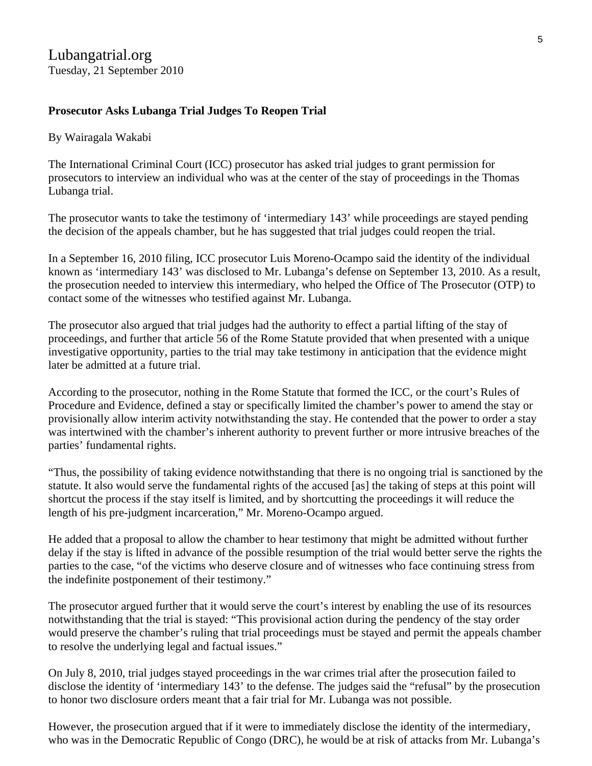Lubangatrial.org
Tuesday, 21 September 2010

**Prosecutor Asks Lubanga Trial Judges To Reopen Trial**

By Wairagala Wakabi

The International Criminal Court (ICC) prosecutor has asked trial judges to grant permission for prosecutors to interview an individual who was at the center of the stay of proceedings in the Thomas Lubanga trial.

The prosecutor wants to take the testimony of 'intermediary 143' while proceedings are stayed pending the decision of the appeals chamber, but he has suggested that trial judges could reopen the trial.

In a September 16, 2010 filing, ICC prosecutor Luis Moreno-Ocampo said the identity of the individual known as 'intermediary 143' was disclosed to Mr. Lubanga's defense on September 13, 2010. As a result, the prosecution needed to interview this intermediary, who helped the Office of The Prosecutor (OTP) to contact some of the witnesses who testified against Mr. Lubanga.

The prosecutor also argued that trial judges had the authority to effect a partial lifting of the stay of proceedings, and further that article 56 of the Rome Statute provided that when presented with a unique investigative opportunity, parties to the trial may take testimony in anticipation that the evidence might later be admitted at a future trial.

According to the prosecutor, nothing in the Rome Statute that formed the ICC, or the court's Rules of Procedure and Evidence, defined a stay or specifically limited the chamber's power to amend the stay or provisionally allow interim activity notwithstanding the stay. He contended that the power to order a stay was intertwined with the chamber's inherent authority to prevent further or more intrusive breaches of the parties' fundamental rights.

"Thus, the possibility of taking evidence notwithstanding that there is no ongoing trial is sanctioned by the statute. It also would serve the fundamental rights of the accused [as] the taking of steps at this point will shortcut the process if the stay itself is limited, and by shortcutting the proceedings it will reduce the length of his pre-judgment incarceration," Mr. Moreno-Ocampo argued.

He added that a proposal to allow the chamber to hear testimony that might be admitted without further delay if the stay is lifted in advance of the possible resumption of the trial would better serve the rights the parties to the case, "of the victims who deserve closure and of witnesses who face continuing stress from the indefinite postponement of their testimony."

The prosecutor argued further that it would serve the court's interest by enabling the use of its resources notwithstanding that the trial is stayed: "This provisional action during the pendency of the stay order would preserve the chamber's ruling that trial proceedings must be stayed and permit the appeals chamber to resolve the underlying legal and factual issues."

On July 8, 2010, trial judges stayed proceedings in the war crimes trial after the prosecution failed to disclose the identity of 'intermediary 143' to the defense. The judges said the "refusal" by the prosecution to honor two disclosure orders meant that a fair trial for Mr. Lubanga was not possible.

However, the prosecution argued that if it were to immediately disclose the identity of the intermediary, who was in the Democratic Republic of Congo (DRC), he would be at risk of attacks from Mr. Lubanga's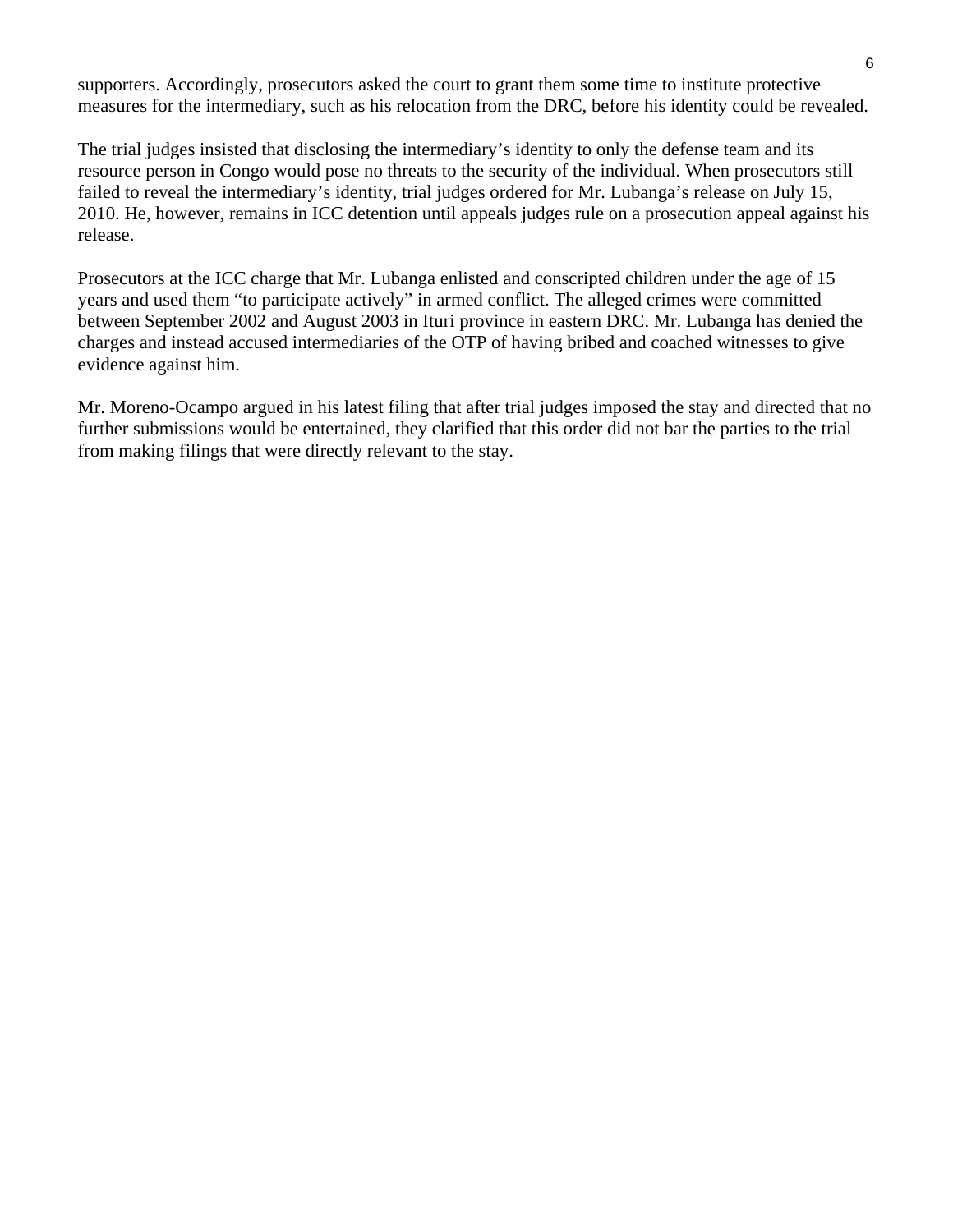supporters. Accordingly, prosecutors asked the court to grant them some time to institute protective measures for the intermediary, such as his relocation from the DRC, before his identity could be revealed.

The trial judges insisted that disclosing the intermediary's identity to only the defense team and its resource person in Congo would pose no threats to the security of the individual. When prosecutors still failed to reveal the intermediary's identity, trial judges ordered for Mr. Lubanga's release on July 15, 2010. He, however, remains in ICC detention until appeals judges rule on a prosecution appeal against his release.

Prosecutors at the ICC charge that Mr. Lubanga enlisted and conscripted children under the age of 15 years and used them "to participate actively" in armed conflict. The alleged crimes were committed between September 2002 and August 2003 in Ituri province in eastern DRC. Mr. Lubanga has denied the charges and instead accused intermediaries of the OTP of having bribed and coached witnesses to give evidence against him.

Mr. Moreno-Ocampo argued in his latest filing that after trial judges imposed the stay and directed that no further submissions would be entertained, they clarified that this order did not bar the parties to the trial from making filings that were directly relevant to the stay.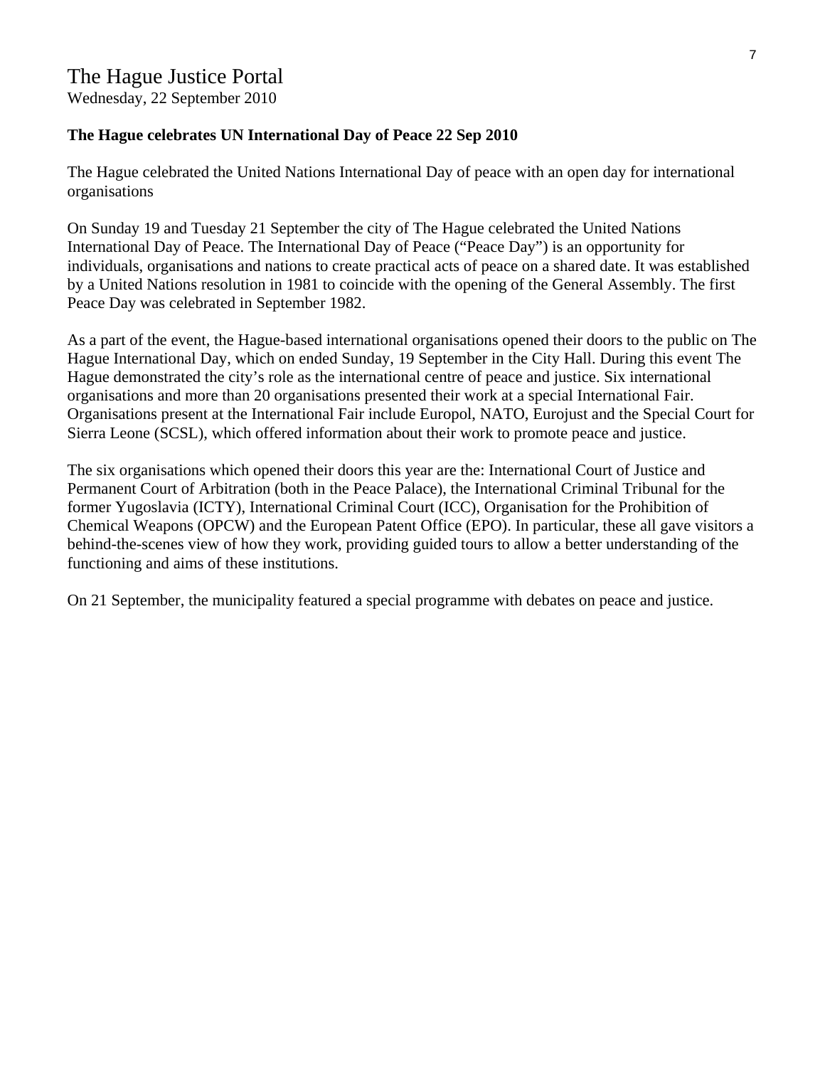# The Hague Justice Portal

Wednesday, 22 September 2010

**The Hague celebrates UN International Day of Peace 22 Sep 2010**

The Hague celebrated the United Nations International Day of peace with an open day for international organisations

On Sunday 19 and Tuesday 21 September the city of The Hague celebrated the United Nations International Day of Peace. The International Day of Peace ("Peace Day") is an opportunity for individuals, organisations and nations to create practical acts of peace on a shared date. It was established by a United Nations resolution in 1981 to coincide with the opening of the General Assembly. The first Peace Day was celebrated in September 1982.

As a part of the event, the Hague-based international organisations opened their doors to the public on The Hague International Day, which on ended Sunday, 19 September in the City Hall. During this event The Hague demonstrated the city's role as the international centre of peace and justice. Six international organisations and more than 20 organisations presented their work at a special International Fair. Organisations present at the International Fair include Europol, NATO, Eurojust and the Special Court for Sierra Leone (SCSL), which offered information about their work to promote peace and justice.

The six organisations which opened their doors this year are the: International Court of Justice and Permanent Court of Arbitration (both in the Peace Palace), the International Criminal Tribunal for the former Yugoslavia (ICTY), International Criminal Court (ICC), Organisation for the Prohibition of Chemical Weapons (OPCW) and the European Patent Office (EPO). In particular, these all gave visitors a behind-the-scenes view of how they work, providing guided tours to allow a better understanding of the functioning and aims of these institutions.

On 21 September, the municipality featured a special programme with debates on peace and justice.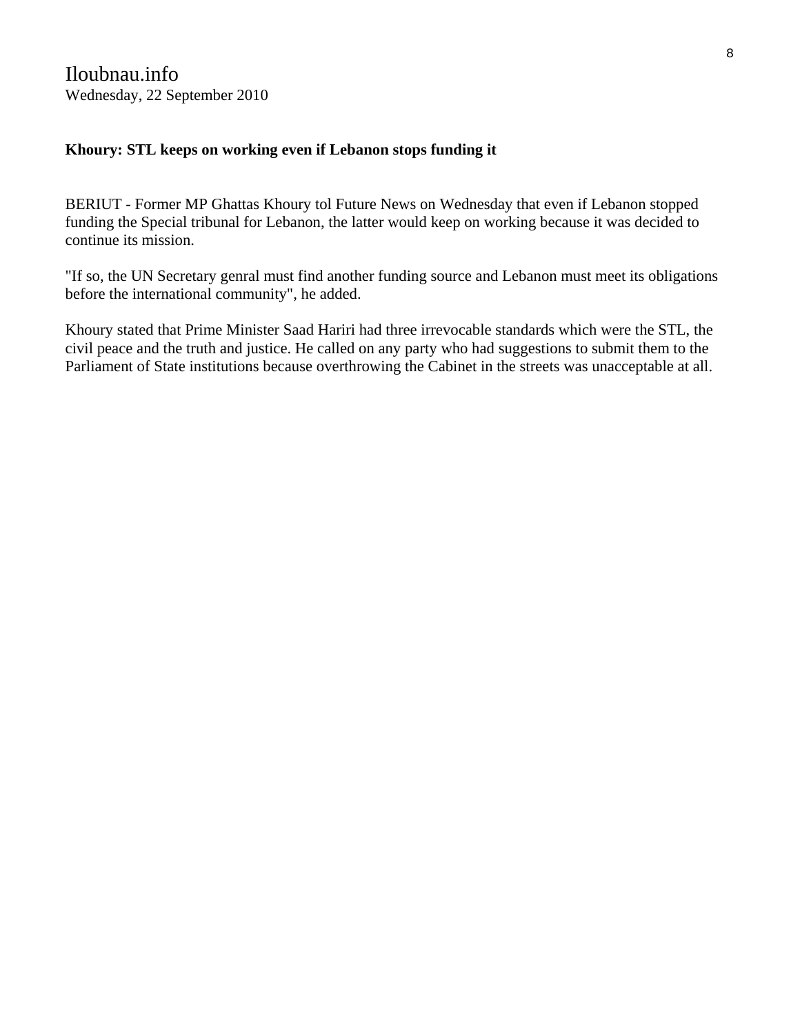Iloubnau.info
Wednesday, 22 September 2010

**Khoury: STL keeps on working even if Lebanon stops funding it**

BERIUT - Former MP Ghattas Khoury tol Future News on Wednesday that even if Lebanon stopped funding the Special tribunal for Lebanon, the latter would keep on working because it was decided to continue its mission.

"If so, the UN Secretary genral must find another funding source and Lebanon must meet its obligations before the international community", he added.

Khoury stated that Prime Minister Saad Hariri had three irrevocable standards which were the STL, the civil peace and the truth and justice. He called on any party who had suggestions to submit them to the Parliament of State institutions because overthrowing the Cabinet in the streets was unacceptable at all.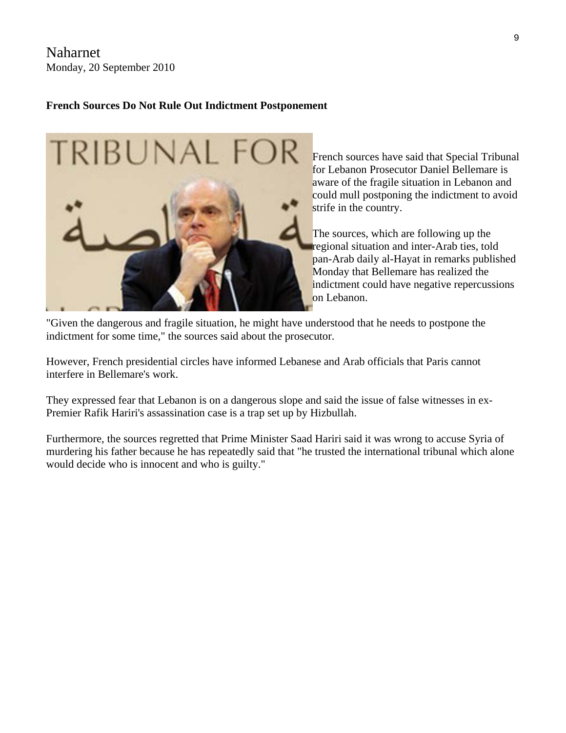Naharnet
Monday, 20 September 2010

**French Sources Do Not Rule Out Indictment Postponement**

French sources have said that Special Tribunal for Lebanon Prosecutor Daniel Bellemare is aware of the fragile situation in Lebanon and could mull postponing the indictment to avoid strife in the country.

The sources, which are following up the regional situation and inter-Arab ties, told pan-Arab daily al-Hayat in remarks published Monday that Bellemare has realized the indictment could have negative repercussions on Lebanon.

"Given the dangerous and fragile situation, he might have understood that he needs to postpone the indictment for some time," the sources said about the prosecutor.

However, French presidential circles have informed Lebanese and Arab officials that Paris cannot interfere in Bellemare's work.

They expressed fear that Lebanon is on a dangerous slope and said the issue of false witnesses in ex-Premier Rafik Hariri's assassination case is a trap set up by Hizbullah.

Furthermore, the sources regretted that Prime Minister Saad Hariri said it was wrong to accuse Syria of murdering his father because he has repeatedly said that "he trusted the international tribunal which alone would decide who is innocent and who is guilty."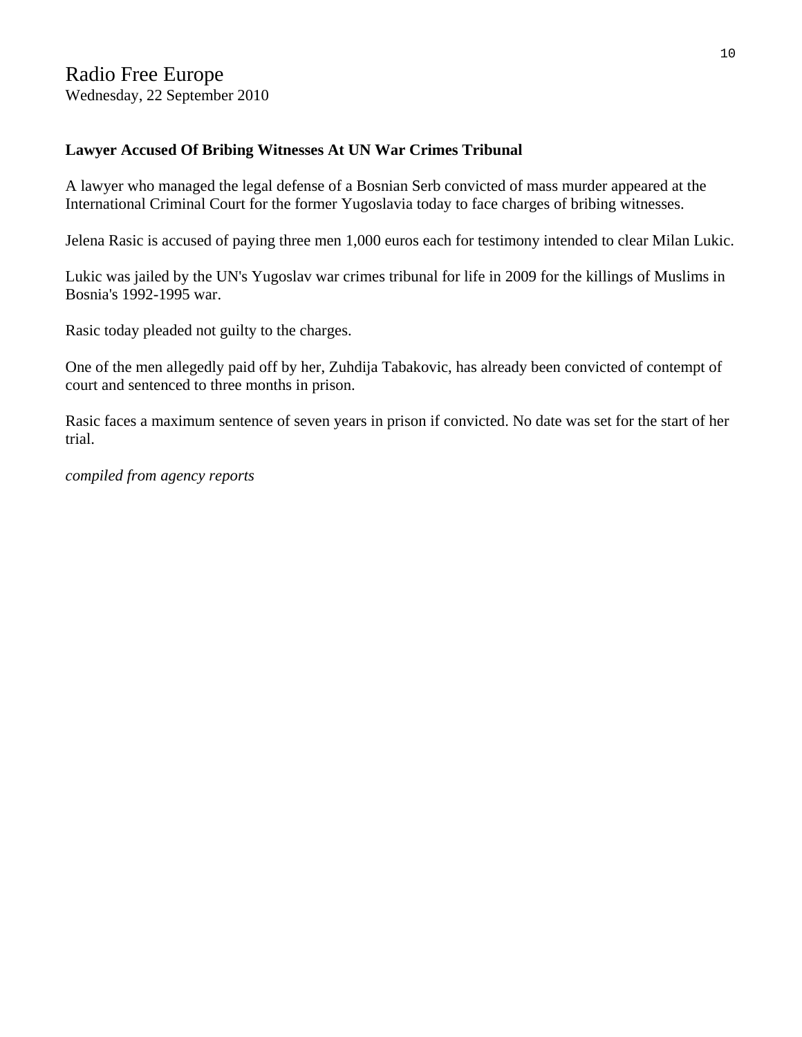Radio Free Europe
Wednesday, 22 September 2010

**Lawyer Accused Of Bribing Witnesses At UN War Crimes Tribunal**

A lawyer who managed the legal defense of a Bosnian Serb convicted of mass murder appeared at the International Criminal Court for the former Yugoslavia today to face charges of bribing witnesses.

Jelena Rasic is accused of paying three men 1,000 euros each for testimony intended to clear Milan Lukic.

Lukic was jailed by the UN's Yugoslav war crimes tribunal for life in 2009 for the killings of Muslims in Bosnia's 1992-1995 war.

Rasic today pleaded not guilty to the charges.

One of the men allegedly paid off by her, Zuhdija Tabakovic, has already been convicted of contempt of court and sentenced to three months in prison.

Rasic faces a maximum sentence of seven years in prison if convicted. No date was set for the start of her trial.

*compiled from agency reports*